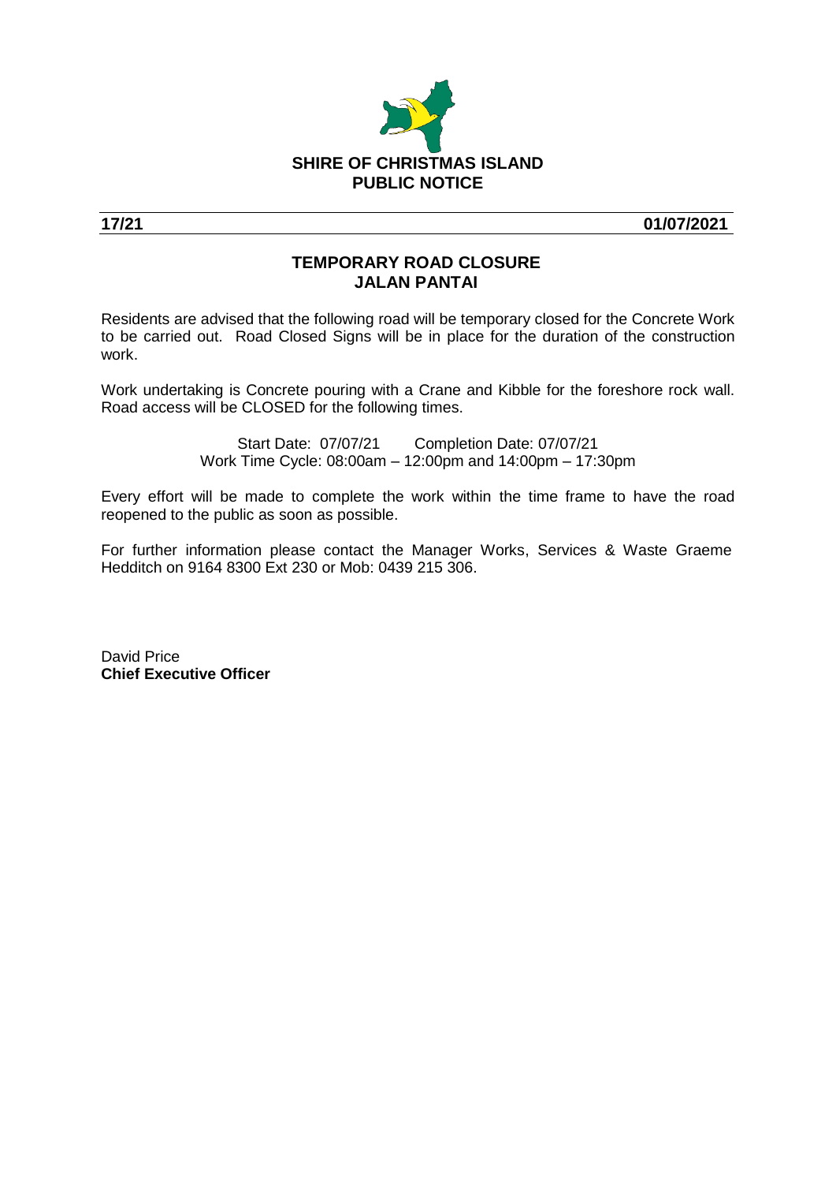**SHIRE OF CHRISTMAS ISLAND**
**PUBLIC NOTICE**

**17/21** **01/07/2021**

## TEMPORARY ROAD CLOSURE
## JALAN PANTAI

Residents are advised that the following road will be temporary closed for the Concrete Work to be carried out. Road Closed Signs will be in place for the duration of the construction work.

Work undertaking is Concrete pouring with a Crane and Kibble for the foreshore rock wall. Road access will be CLOSED for the following times.

Start Date: 07/07/21 Completion Date: 07/07/21
Work Time Cycle: 08:00am – 12:00pm and 14:00pm – 17:30pm

Every effort will be made to complete the work within the time frame to have the road reopened to the public as soon as possible.

For further information please contact the Manager Works, Services & Waste Graeme Hedditch on 9164 8300 Ext 230 or Mob: 0439 215 306.

David Price
**Chief Executive Officer**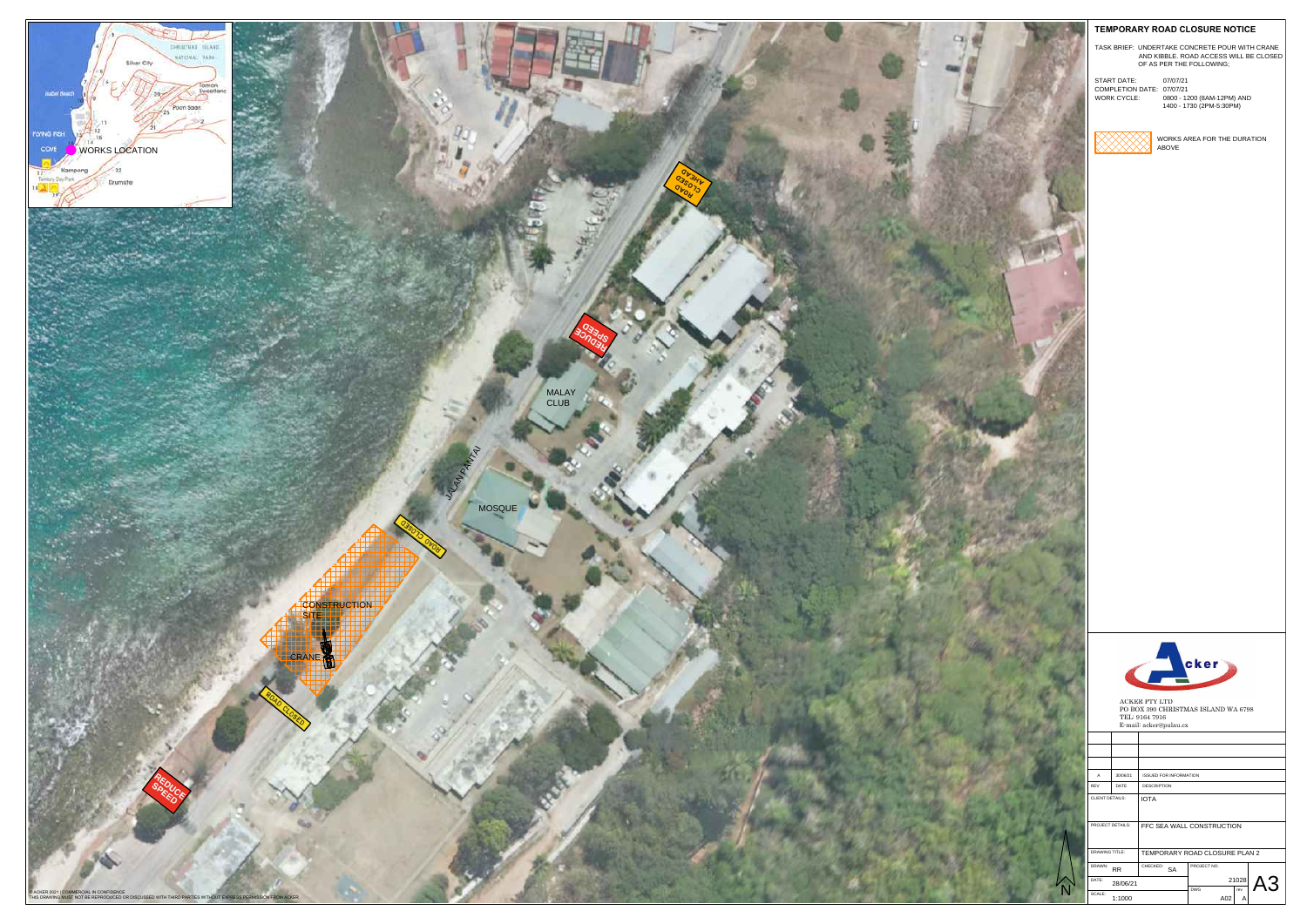## TEMPORARY ROAD CLOSURE NOTICE

TASK BRIEF: UNDERTAKE CONCRETE POUR WITH CRANE AND KIBBLE. ROAD ACCESS WILL BE CLOSED OF AS PER THE FOLLOWING;

START DATE: 07/07/21
COMPLETION DATE: 07/07/21
WORK CYCLE: 0800 - 1200 (8AM-12PM) AND 1400 - 1730 (2PM-5:30PM)

WORKS AREA FOR THE DURATION ABOVE

WORKS LOCATION

Silver City
CHRISTMAS ISLAND NATIONAL PARK
Isabel Beach
Tamon Sweetland
Poon Saan
FLYING FISH COVE
Kampong
Territory Day Park
Drumsite

ROAD CLOSED AHEAD
REDUCE SPEED
MALAY CLUB
JALAN PANTAI
MOSQUE
ROAD CLOSED
CONSTRUCTION SITE
CRANE
ROAD CLOSED
REDUCE SPEED

N

ACKER PTY LTD
PO BOX 390 CHRISTMAS ISLAND WA 6798
TEL: 9164 7916
E-mail: acker@pulau.cx

| REV | DATE | DESCRIPTION |
|---|---|---|
| | | |
| | | |
| | | |
| A | 30/06/21 | ISSUED FOR INFORMATION |

| | | | |
|---|---|---|---|
| CLIENT DETAILS: | IOTA | | |
| PROJECT DETAILS: | FFC SEA WALL CONSTRUCTION | | |
| DRAWING TITLE: | TEMPORARY ROAD CLOSURE PLAN 2 | | |
| DRAWN: RR | CHECKED: SA | PROJECT NO: 21028 | A3 |
| DATE: 28/06/21 | | DWG: A02 | REV: A |
| SCALE: 1:1000 | | | |

© ACKER 2021 | COMMERCIAL IN CONFIDENCE
THIS DRAWING MUST NOT BE REPRODUCED OR DISCUSSED WITH THIRD PARTIES WITHOUT EXPRESS PERMISSION FROM ACKER